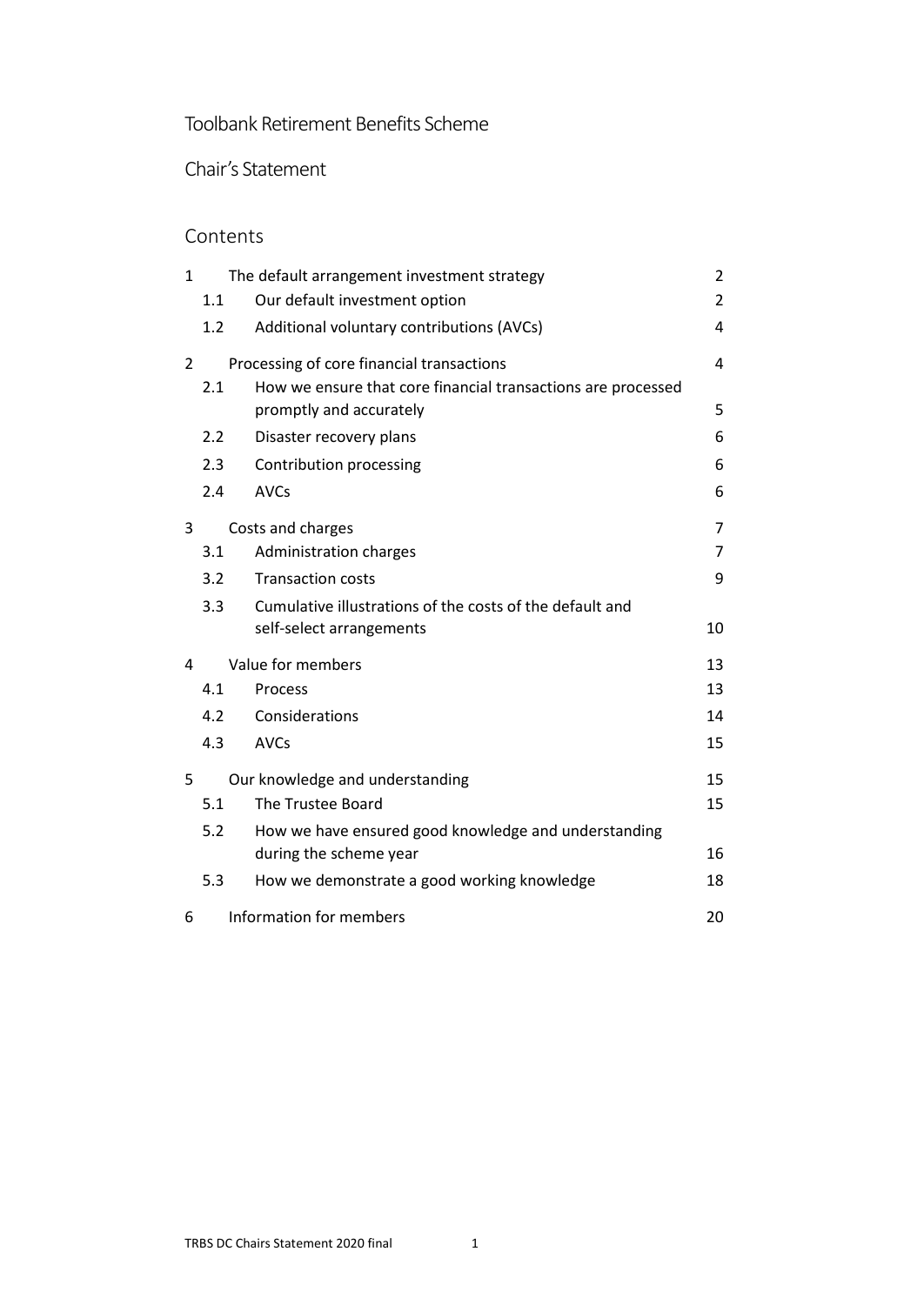# Toolbank Retirement Benefits Scheme

## Chair's Statement

### Contents

| | | |
|---|---|---|
| 1 | The default arrangement investment strategy | 2 |
| 1.1 | Our default investment option | 2 |
| 1.2 | Additional voluntary contributions (AVCs) | 4 |
| 2 | Processing of core financial transactions | 4 |
| 2.1 | How we ensure that core financial transactions are processed promptly and accurately | 5 |
| 2.2 | Disaster recovery plans | 6 |
| 2.3 | Contribution processing | 6 |
| 2.4 | AVCs | 6 |
| 3 | Costs and charges | 7 |
| 3.1 | Administration charges | 7 |
| 3.2 | Transaction costs | 9 |
| 3.3 | Cumulative illustrations of the costs of the default and self-select arrangements | 10 |
| 4 | Value for members | 13 |
| 4.1 | Process | 13 |
| 4.2 | Considerations | 14 |
| 4.3 | AVCs | 15 |
| 5 | Our knowledge and understanding | 15 |
| 5.1 | The Trustee Board | 15 |
| 5.2 | How we have ensured good knowledge and understanding during the scheme year | 16 |
| 5.3 | How we demonstrate a good working knowledge | 18 |
| 6 | Information for members | 20 |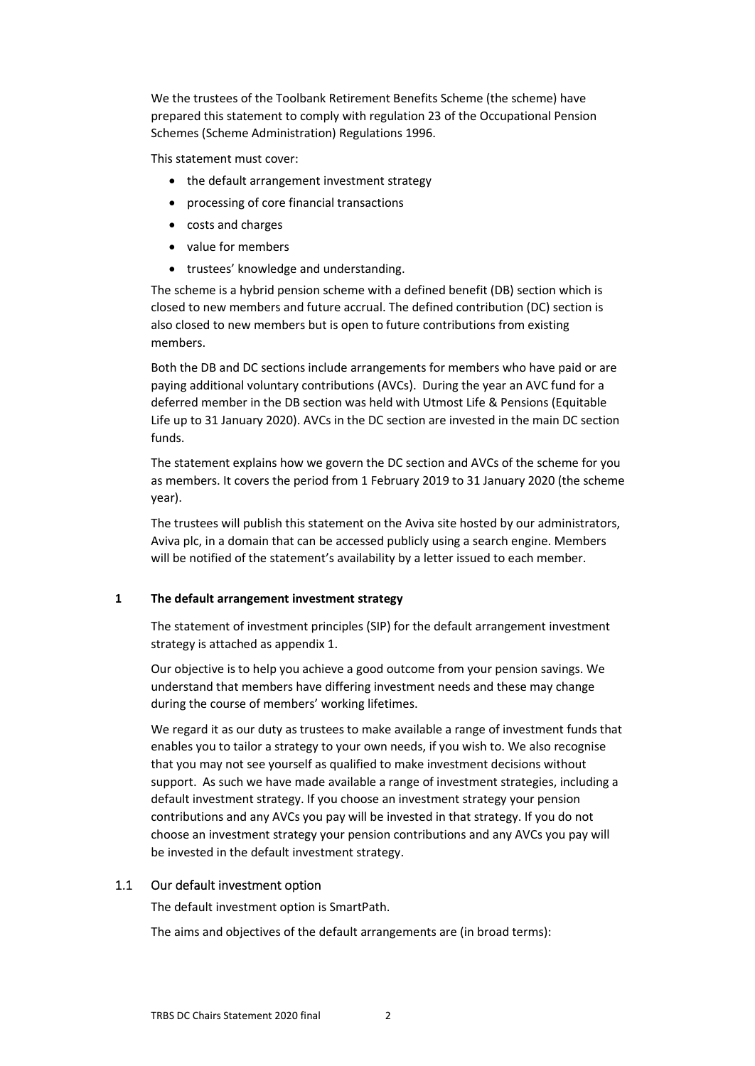We the trustees of the Toolbank Retirement Benefits Scheme (the scheme) have prepared this statement to comply with regulation 23 of the Occupational Pension Schemes (Scheme Administration) Regulations 1996.

This statement must cover:

- the default arrangement investment strategy
- processing of core financial transactions
- costs and charges
- value for members
- trustees' knowledge and understanding.

The scheme is a hybrid pension scheme with a defined benefit (DB) section which is closed to new members and future accrual. The defined contribution (DC) section is also closed to new members but is open to future contributions from existing members.

Both the DB and DC sections include arrangements for members who have paid or are paying additional voluntary contributions (AVCs). During the year an AVC fund for a deferred member in the DB section was held with Utmost Life & Pensions (Equitable Life up to 31 January 2020). AVCs in the DC section are invested in the main DC section funds.

The statement explains how we govern the DC section and AVCs of the scheme for you as members. It covers the period from 1 February 2019 to 31 January 2020 (the scheme year).

The trustees will publish this statement on the Aviva site hosted by our administrators, Aviva plc, in a domain that can be accessed publicly using a search engine. Members will be notified of the statement's availability by a letter issued to each member.

## 1 The default arrangement investment strategy

The statement of investment principles (SIP) for the default arrangement investment strategy is attached as appendix 1.

Our objective is to help you achieve a good outcome from your pension savings. We understand that members have differing investment needs and these may change during the course of members' working lifetimes.

We regard it as our duty as trustees to make available a range of investment funds that enables you to tailor a strategy to your own needs, if you wish to. We also recognise that you may not see yourself as qualified to make investment decisions without support. As such we have made available a range of investment strategies, including a default investment strategy. If you choose an investment strategy your pension contributions and any AVCs you pay will be invested in that strategy. If you do not choose an investment strategy your pension contributions and any AVCs you pay will be invested in the default investment strategy.

### 1.1 Our default investment option

The default investment option is SmartPath.

The aims and objectives of the default arrangements are (in broad terms):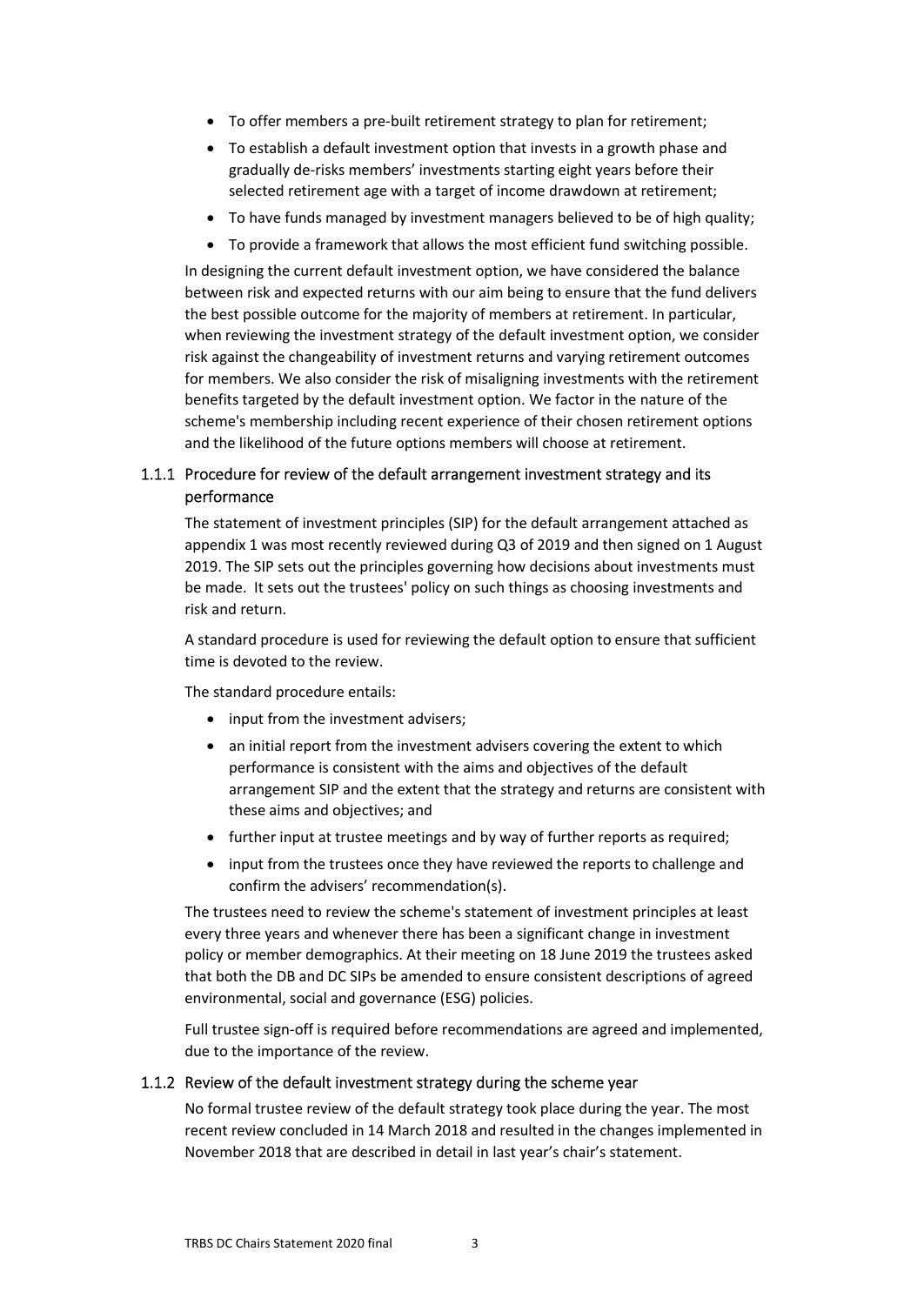- To offer members a pre-built retirement strategy to plan for retirement;
- To establish a default investment option that invests in a growth phase and gradually de-risks members' investments starting eight years before their selected retirement age with a target of income drawdown at retirement;
- To have funds managed by investment managers believed to be of high quality;
- To provide a framework that allows the most efficient fund switching possible.

In designing the current default investment option, we have considered the balance between risk and expected returns with our aim being to ensure that the fund delivers the best possible outcome for the majority of members at retirement. In particular, when reviewing the investment strategy of the default investment option, we consider risk against the changeability of investment returns and varying retirement outcomes for members. We also consider the risk of misaligning investments with the retirement benefits targeted by the default investment option. We factor in the nature of the scheme's membership including recent experience of their chosen retirement options and the likelihood of the future options members will choose at retirement.

### 1.1.1 Procedure for review of the default arrangement investment strategy and its performance

The statement of investment principles (SIP) for the default arrangement attached as appendix 1 was most recently reviewed during Q3 of 2019 and then signed on 1 August 2019. The SIP sets out the principles governing how decisions about investments must be made. It sets out the trustees' policy on such things as choosing investments and risk and return.

A standard procedure is used for reviewing the default option to ensure that sufficient time is devoted to the review.

The standard procedure entails:

- input from the investment advisers;
- an initial report from the investment advisers covering the extent to which performance is consistent with the aims and objectives of the default arrangement SIP and the extent that the strategy and returns are consistent with these aims and objectives; and
- further input at trustee meetings and by way of further reports as required;
- input from the trustees once they have reviewed the reports to challenge and confirm the advisers' recommendation(s).

The trustees need to review the scheme's statement of investment principles at least every three years and whenever there has been a significant change in investment policy or member demographics. At their meeting on 18 June 2019 the trustees asked that both the DB and DC SIPs be amended to ensure consistent descriptions of agreed environmental, social and governance (ESG) policies.

Full trustee sign-off is required before recommendations are agreed and implemented, due to the importance of the review.

### 1.1.2 Review of the default investment strategy during the scheme year

No formal trustee review of the default strategy took place during the year. The most recent review concluded in 14 March 2018 and resulted in the changes implemented in November 2018 that are described in detail in last year's chair's statement.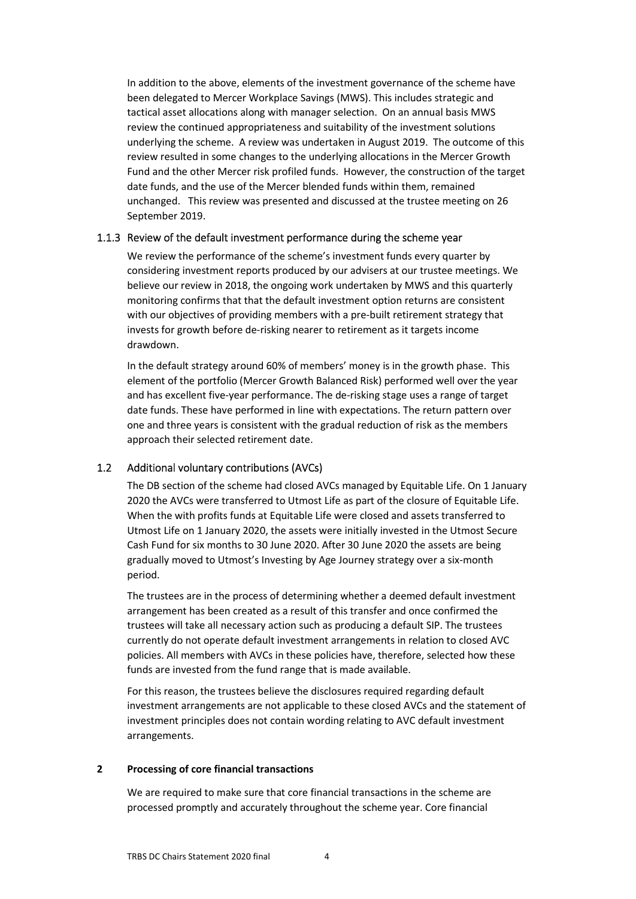In addition to the above, elements of the investment governance of the scheme have been delegated to Mercer Workplace Savings (MWS). This includes strategic and tactical asset allocations along with manager selection. On an annual basis MWS review the continued appropriateness and suitability of the investment solutions underlying the scheme. A review was undertaken in August 2019. The outcome of this review resulted in some changes to the underlying allocations in the Mercer Growth Fund and the other Mercer risk profiled funds. However, the construction of the target date funds, and the use of the Mercer blended funds within them, remained unchanged. This review was presented and discussed at the trustee meeting on 26 September 2019.

### 1.1.3 Review of the default investment performance during the scheme year

We review the performance of the scheme's investment funds every quarter by considering investment reports produced by our advisers at our trustee meetings. We believe our review in 2018, the ongoing work undertaken by MWS and this quarterly monitoring confirms that that the default investment option returns are consistent with our objectives of providing members with a pre-built retirement strategy that invests for growth before de-risking nearer to retirement as it targets income drawdown.

In the default strategy around 60% of members' money is in the growth phase. This element of the portfolio (Mercer Growth Balanced Risk) performed well over the year and has excellent five-year performance. The de-risking stage uses a range of target date funds. These have performed in line with expectations. The return pattern over one and three years is consistent with the gradual reduction of risk as the members approach their selected retirement date.

### 1.2 Additional voluntary contributions (AVCs)

The DB section of the scheme had closed AVCs managed by Equitable Life. On 1 January 2020 the AVCs were transferred to Utmost Life as part of the closure of Equitable Life. When the with profits funds at Equitable Life were closed and assets transferred to Utmost Life on 1 January 2020, the assets were initially invested in the Utmost Secure Cash Fund for six months to 30 June 2020. After 30 June 2020 the assets are being gradually moved to Utmost's Investing by Age Journey strategy over a six-month period.

The trustees are in the process of determining whether a deemed default investment arrangement has been created as a result of this transfer and once confirmed the trustees will take all necessary action such as producing a default SIP. The trustees currently do not operate default investment arrangements in relation to closed AVC policies. All members with AVCs in these policies have, therefore, selected how these funds are invested from the fund range that is made available.

For this reason, the trustees believe the disclosures required regarding default investment arrangements are not applicable to these closed AVCs and the statement of investment principles does not contain wording relating to AVC default investment arrangements.

## 2 Processing of core financial transactions

We are required to make sure that core financial transactions in the scheme are processed promptly and accurately throughout the scheme year. Core financial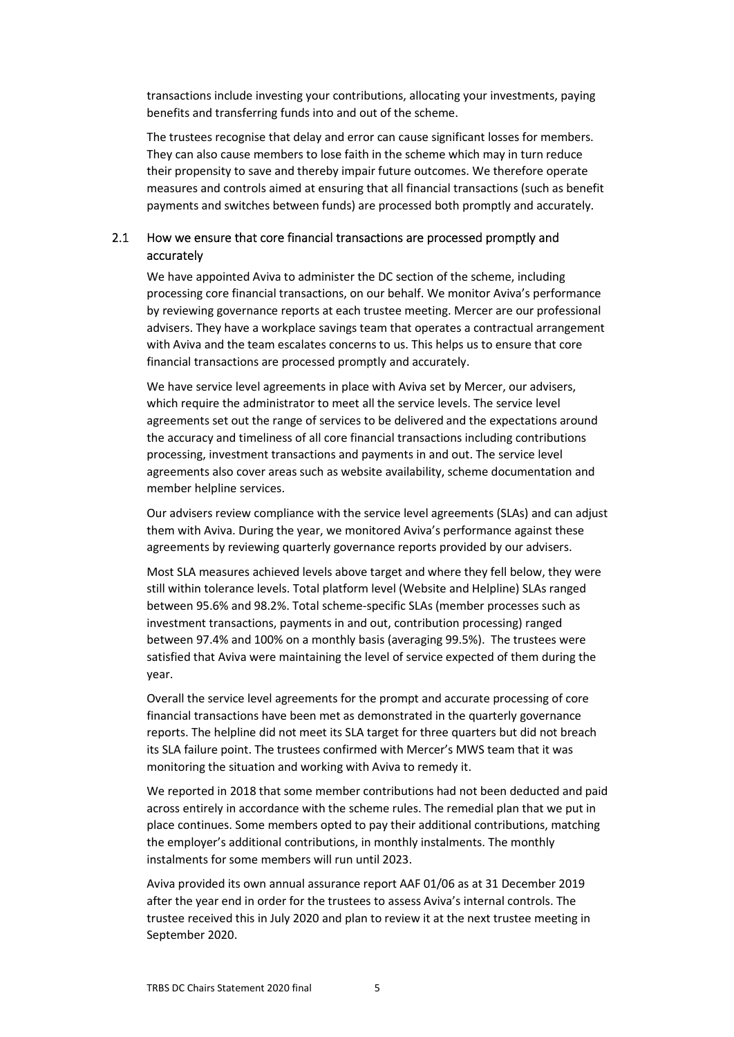transactions include investing your contributions, allocating your investments, paying benefits and transferring funds into and out of the scheme.

The trustees recognise that delay and error can cause significant losses for members. They can also cause members to lose faith in the scheme which may in turn reduce their propensity to save and thereby impair future outcomes. We therefore operate measures and controls aimed at ensuring that all financial transactions (such as benefit payments and switches between funds) are processed both promptly and accurately.

## 2.1 How we ensure that core financial transactions are processed promptly and accurately

We have appointed Aviva to administer the DC section of the scheme, including processing core financial transactions, on our behalf. We monitor Aviva's performance by reviewing governance reports at each trustee meeting. Mercer are our professional advisers. They have a workplace savings team that operates a contractual arrangement with Aviva and the team escalates concerns to us. This helps us to ensure that core financial transactions are processed promptly and accurately.

We have service level agreements in place with Aviva set by Mercer, our advisers, which require the administrator to meet all the service levels. The service level agreements set out the range of services to be delivered and the expectations around the accuracy and timeliness of all core financial transactions including contributions processing, investment transactions and payments in and out. The service level agreements also cover areas such as website availability, scheme documentation and member helpline services.

Our advisers review compliance with the service level agreements (SLAs) and can adjust them with Aviva. During the year, we monitored Aviva's performance against these agreements by reviewing quarterly governance reports provided by our advisers.

Most SLA measures achieved levels above target and where they fell below, they were still within tolerance levels. Total platform level (Website and Helpline) SLAs ranged between 95.6% and 98.2%. Total scheme-specific SLAs (member processes such as investment transactions, payments in and out, contribution processing) ranged between 97.4% and 100% on a monthly basis (averaging 99.5%). The trustees were satisfied that Aviva were maintaining the level of service expected of them during the year.

Overall the service level agreements for the prompt and accurate processing of core financial transactions have been met as demonstrated in the quarterly governance reports. The helpline did not meet its SLA target for three quarters but did not breach its SLA failure point. The trustees confirmed with Mercer's MWS team that it was monitoring the situation and working with Aviva to remedy it.

We reported in 2018 that some member contributions had not been deducted and paid across entirely in accordance with the scheme rules. The remedial plan that we put in place continues. Some members opted to pay their additional contributions, matching the employer's additional contributions, in monthly instalments. The monthly instalments for some members will run until 2023.

Aviva provided its own annual assurance report AAF 01/06 as at 31 December 2019 after the year end in order for the trustees to assess Aviva's internal controls. The trustee received this in July 2020 and plan to review it at the next trustee meeting in September 2020.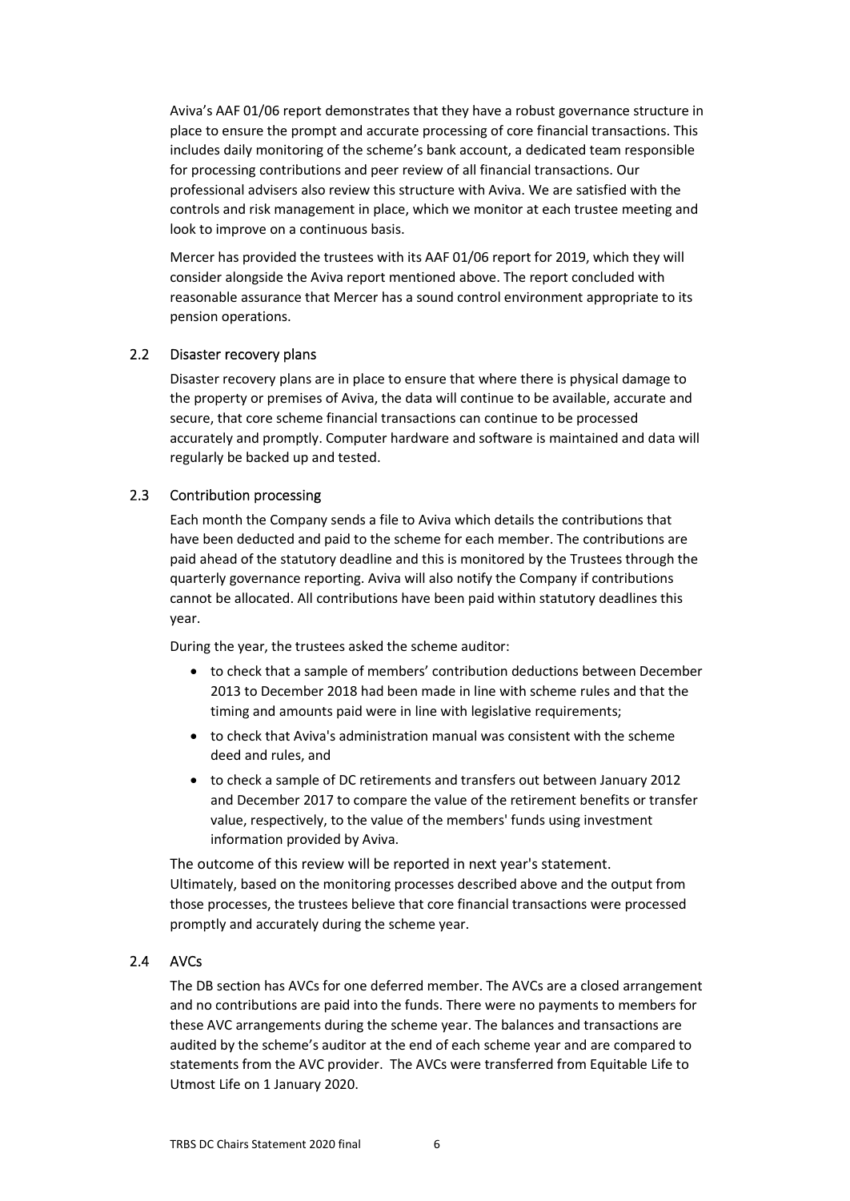Aviva's AAF 01/06 report demonstrates that they have a robust governance structure in place to ensure the prompt and accurate processing of core financial transactions. This includes daily monitoring of the scheme's bank account, a dedicated team responsible for processing contributions and peer review of all financial transactions. Our professional advisers also review this structure with Aviva. We are satisfied with the controls and risk management in place, which we monitor at each trustee meeting and look to improve on a continuous basis.

Mercer has provided the trustees with its AAF 01/06 report for 2019, which they will consider alongside the Aviva report mentioned above. The report concluded with reasonable assurance that Mercer has a sound control environment appropriate to its pension operations.

## 2.2 Disaster recovery plans

Disaster recovery plans are in place to ensure that where there is physical damage to the property or premises of Aviva, the data will continue to be available, accurate and secure, that core scheme financial transactions can continue to be processed accurately and promptly. Computer hardware and software is maintained and data will regularly be backed up and tested.

## 2.3 Contribution processing

Each month the Company sends a file to Aviva which details the contributions that have been deducted and paid to the scheme for each member. The contributions are paid ahead of the statutory deadline and this is monitored by the Trustees through the quarterly governance reporting. Aviva will also notify the Company if contributions cannot be allocated. All contributions have been paid within statutory deadlines this year.

During the year, the trustees asked the scheme auditor:

- to check that a sample of members' contribution deductions between December 2013 to December 2018 had been made in line with scheme rules and that the timing and amounts paid were in line with legislative requirements;
- to check that Aviva's administration manual was consistent with the scheme deed and rules, and
- to check a sample of DC retirements and transfers out between January 2012 and December 2017 to compare the value of the retirement benefits or transfer value, respectively, to the value of the members' funds using investment information provided by Aviva.

The outcome of this review will be reported in next year's statement.
Ultimately, based on the monitoring processes described above and the output from those processes, the trustees believe that core financial transactions were processed promptly and accurately during the scheme year.

## 2.4 AVCs

The DB section has AVCs for one deferred member. The AVCs are a closed arrangement and no contributions are paid into the funds. There were no payments to members for these AVC arrangements during the scheme year. The balances and transactions are audited by the scheme's auditor at the end of each scheme year and are compared to statements from the AVC provider. The AVCs were transferred from Equitable Life to Utmost Life on 1 January 2020.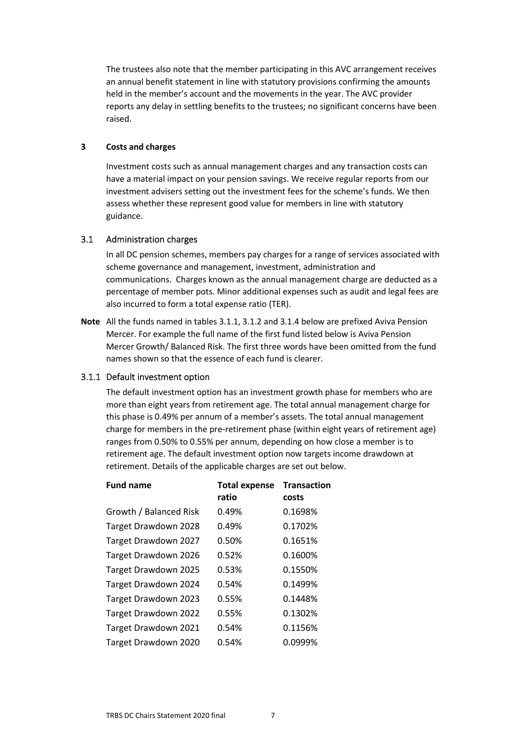The trustees also note that the member participating in this AVC arrangement receives an annual benefit statement in line with statutory provisions confirming the amounts held in the member's account and the movements in the year. The AVC provider reports any delay in settling benefits to the trustees; no significant concerns have been raised.

## 3 Costs and charges

Investment costs such as annual management charges and any transaction costs can have a material impact on your pension savings. We receive regular reports from our investment advisers setting out the investment fees for the scheme's funds. We then assess whether these represent good value for members in line with statutory guidance.

### 3.1 Administration charges

In all DC pension schemes, members pay charges for a range of services associated with scheme governance and management, investment, administration and communications. Charges known as the annual management charge are deducted as a percentage of member pots. Minor additional expenses such as audit and legal fees are also incurred to form a total expense ratio (TER).

**Note** All the funds named in tables 3.1.1, 3.1.2 and 3.1.4 below are prefixed Aviva Pension Mercer. For example the full name of the first fund listed below is Aviva Pension Mercer Growth/ Balanced Risk. The first three words have been omitted from the fund names shown so that the essence of each fund is clearer.

#### 3.1.1 Default investment option

The default investment option has an investment growth phase for members who are more than eight years from retirement age. The total annual management charge for this phase is 0.49% per annum of a member's assets. The total annual management charge for members in the pre-retirement phase (within eight years of retirement age) ranges from 0.50% to 0.55% per annum, depending on how close a member is to retirement age. The default investment option now targets income drawdown at retirement. Details of the applicable charges are set out below.

| Fund name | Total expense ratio | Transaction costs |
|---|---|---|
| Growth / Balanced Risk | 0.49% | 0.1698% |
| Target Drawdown 2028 | 0.49% | 0.1702% |
| Target Drawdown 2027 | 0.50% | 0.1651% |
| Target Drawdown 2026 | 0.52% | 0.1600% |
| Target Drawdown 2025 | 0.53% | 0.1550% |
| Target Drawdown 2024 | 0.54% | 0.1499% |
| Target Drawdown 2023 | 0.55% | 0.1448% |
| Target Drawdown 2022 | 0.55% | 0.1302% |
| Target Drawdown 2021 | 0.54% | 0.1156% |
| Target Drawdown 2020 | 0.54% | 0.0999% |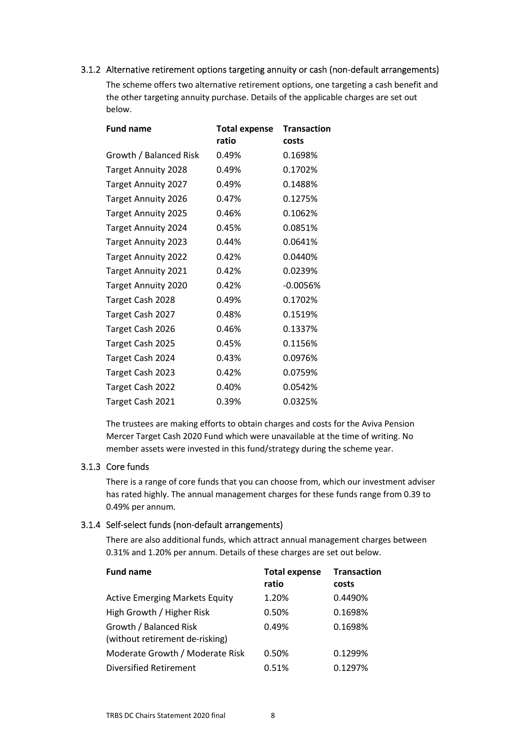### 3.1.2 Alternative retirement options targeting annuity or cash (non-default arrangements)

The scheme offers two alternative retirement options, one targeting a cash benefit and the other targeting annuity purchase. Details of the applicable charges are set out below.

| Fund name | Total expense ratio | Transaction costs |
|---|---|---|
| Growth / Balanced Risk | 0.49% | 0.1698% |
| Target Annuity 2028 | 0.49% | 0.1702% |
| Target Annuity 2027 | 0.49% | 0.1488% |
| Target Annuity 2026 | 0.47% | 0.1275% |
| Target Annuity 2025 | 0.46% | 0.1062% |
| Target Annuity 2024 | 0.45% | 0.0851% |
| Target Annuity 2023 | 0.44% | 0.0641% |
| Target Annuity 2022 | 0.42% | 0.0440% |
| Target Annuity 2021 | 0.42% | 0.0239% |
| Target Annuity 2020 | 0.42% | -0.0056% |
| Target Cash 2028 | 0.49% | 0.1702% |
| Target Cash 2027 | 0.48% | 0.1519% |
| Target Cash 2026 | 0.46% | 0.1337% |
| Target Cash 2025 | 0.45% | 0.1156% |
| Target Cash 2024 | 0.43% | 0.0976% |
| Target Cash 2023 | 0.42% | 0.0759% |
| Target Cash 2022 | 0.40% | 0.0542% |
| Target Cash 2021 | 0.39% | 0.0325% |

The trustees are making efforts to obtain charges and costs for the Aviva Pension Mercer Target Cash 2020 Fund which were unavailable at the time of writing. No member assets were invested in this fund/strategy during the scheme year.

### 3.1.3 Core funds

There is a range of core funds that you can choose from, which our investment adviser has rated highly. The annual management charges for these funds range from 0.39 to 0.49% per annum.

### 3.1.4 Self-select funds (non-default arrangements)

There are also additional funds, which attract annual management charges between 0.31% and 1.20% per annum. Details of these charges are set out below.

| Fund name | Total expense ratio | Transaction costs |
|---|---|---|
| Active Emerging Markets Equity | 1.20% | 0.4490% |
| High Growth / Higher Risk | 0.50% | 0.1698% |
| Growth / Balanced Risk (without retirement de-risking) | 0.49% | 0.1698% |
| Moderate Growth / Moderate Risk | 0.50% | 0.1299% |
| Diversified Retirement | 0.51% | 0.1297% |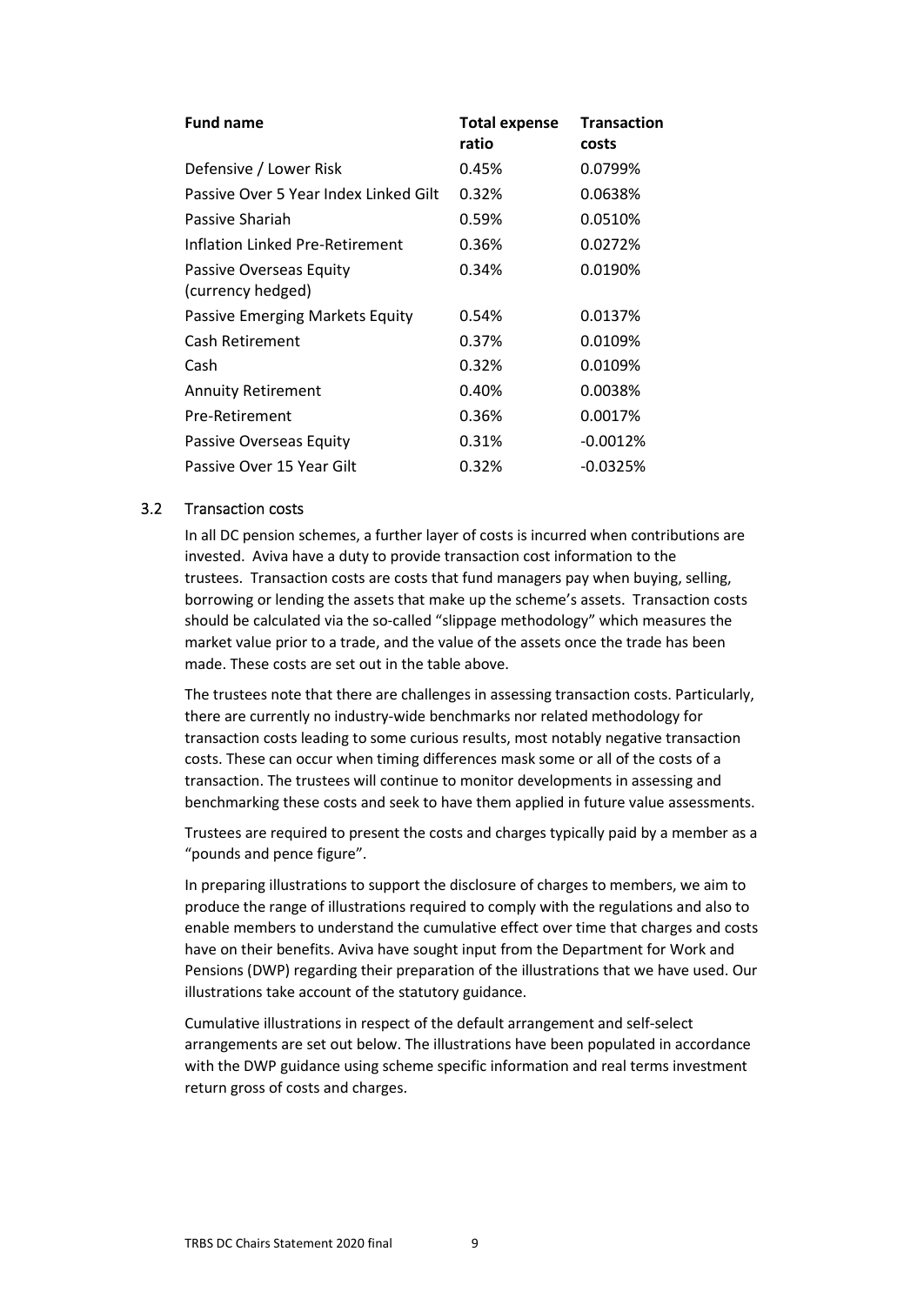| Fund name | Total expense ratio | Transaction costs |
|---|---|---|
| Defensive / Lower Risk | 0.45% | 0.0799% |
| Passive Over 5 Year Index Linked Gilt | 0.32% | 0.0638% |
| Passive Shariah | 0.59% | 0.0510% |
| Inflation Linked Pre-Retirement | 0.36% | 0.0272% |
| Passive Overseas Equity (currency hedged) | 0.34% | 0.0190% |
| Passive Emerging Markets Equity | 0.54% | 0.0137% |
| Cash Retirement | 0.37% | 0.0109% |
| Cash | 0.32% | 0.0109% |
| Annuity Retirement | 0.40% | 0.0038% |
| Pre-Retirement | 0.36% | 0.0017% |
| Passive Overseas Equity | 0.31% | -0.0012% |
| Passive Over 15 Year Gilt | 0.32% | -0.0325% |

### 3.2 Transaction costs

In all DC pension schemes, a further layer of costs is incurred when contributions are invested. Aviva have a duty to provide transaction cost information to the trustees. Transaction costs are costs that fund managers pay when buying, selling, borrowing or lending the assets that make up the scheme's assets. Transaction costs should be calculated via the so-called "slippage methodology" which measures the market value prior to a trade, and the value of the assets once the trade has been made. These costs are set out in the table above.

The trustees note that there are challenges in assessing transaction costs. Particularly, there are currently no industry-wide benchmarks nor related methodology for transaction costs leading to some curious results, most notably negative transaction costs. These can occur when timing differences mask some or all of the costs of a transaction. The trustees will continue to monitor developments in assessing and benchmarking these costs and seek to have them applied in future value assessments.

Trustees are required to present the costs and charges typically paid by a member as a "pounds and pence figure".

In preparing illustrations to support the disclosure of charges to members, we aim to produce the range of illustrations required to comply with the regulations and also to enable members to understand the cumulative effect over time that charges and costs have on their benefits. Aviva have sought input from the Department for Work and Pensions (DWP) regarding their preparation of the illustrations that we have used. Our illustrations take account of the statutory guidance.

Cumulative illustrations in respect of the default arrangement and self-select arrangements are set out below. The illustrations have been populated in accordance with the DWP guidance using scheme specific information and real terms investment return gross of costs and charges.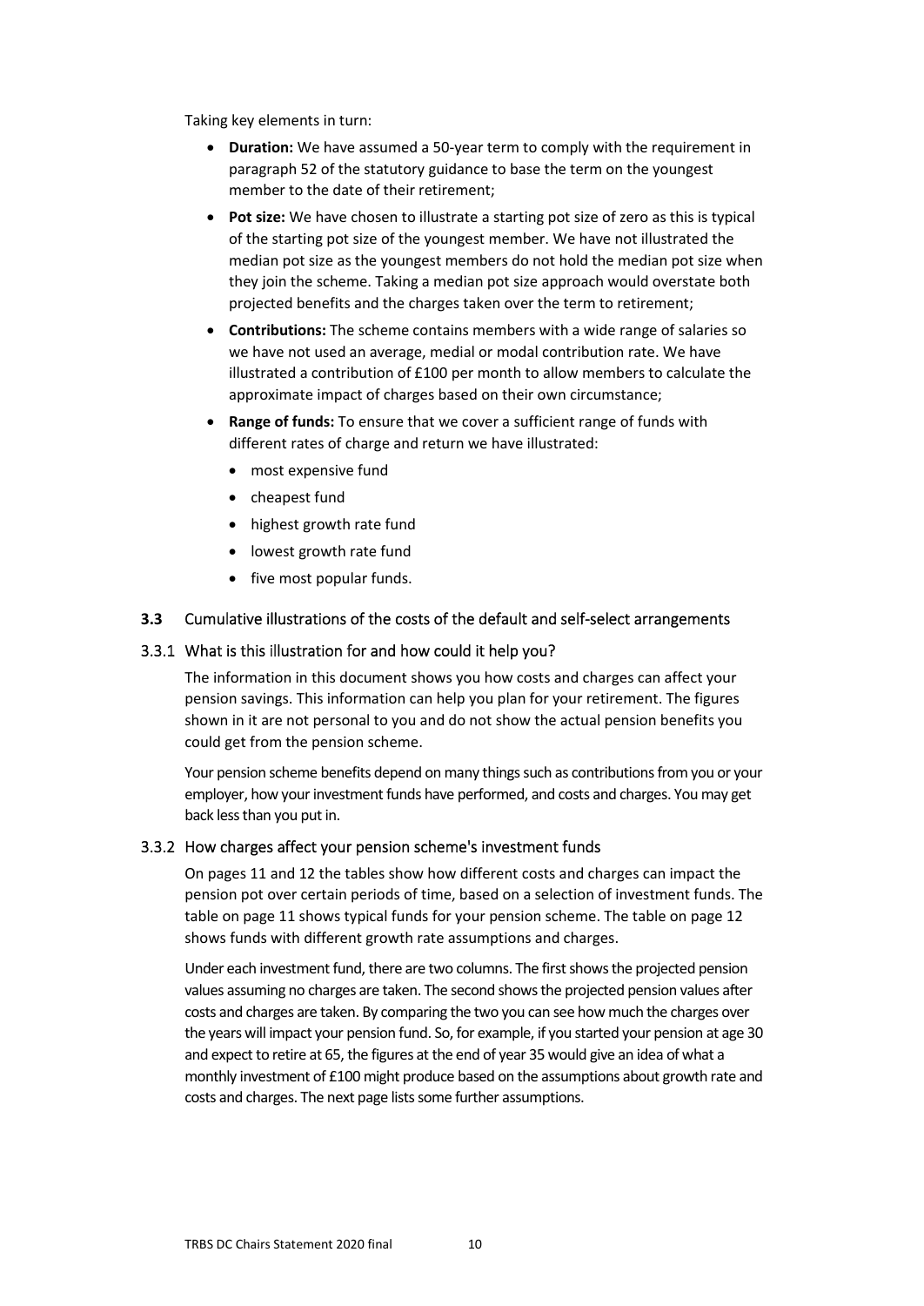Taking key elements in turn:

- **Duration:** We have assumed a 50-year term to comply with the requirement in paragraph 52 of the statutory guidance to base the term on the youngest member to the date of their retirement;
- **Pot size:** We have chosen to illustrate a starting pot size of zero as this is typical of the starting pot size of the youngest member. We have not illustrated the median pot size as the youngest members do not hold the median pot size when they join the scheme. Taking a median pot size approach would overstate both projected benefits and the charges taken over the term to retirement;
- **Contributions:** The scheme contains members with a wide range of salaries so we have not used an average, medial or modal contribution rate. We have illustrated a contribution of £100 per month to allow members to calculate the approximate impact of charges based on their own circumstance;
- **Range of funds:** To ensure that we cover a sufficient range of funds with different rates of charge and return we have illustrated:
  - most expensive fund
  - cheapest fund
  - highest growth rate fund
  - lowest growth rate fund
  - five most popular funds.

## 3.3 Cumulative illustrations of the costs of the default and self-select arrangements

### 3.3.1 What is this illustration for and how could it help you?

The information in this document shows you how costs and charges can affect your pension savings. This information can help you plan for your retirement. The figures shown in it are not personal to you and do not show the actual pension benefits you could get from the pension scheme.

Your pension scheme benefits depend on many things such as contributions from you or your employer, how your investment funds have performed, and costs and charges. You may get back less than you put in.

### 3.3.2 How charges affect your pension scheme's investment funds

On pages 11 and 12 the tables show how different costs and charges can impact the pension pot over certain periods of time, based on a selection of investment funds. The table on page 11 shows typical funds for your pension scheme. The table on page 12 shows funds with different growth rate assumptions and charges.

Under each investment fund, there are two columns. The first shows the projected pension values assuming no charges are taken. The second shows the projected pension values after costs and charges are taken. By comparing the two you can see how much the charges over the years will impact your pension fund. So, for example, if you started your pension at age 30 and expect to retire at 65, the figures at the end of year 35 would give an idea of what a monthly investment of £100 might produce based on the assumptions about growth rate and costs and charges. The next page lists some further assumptions.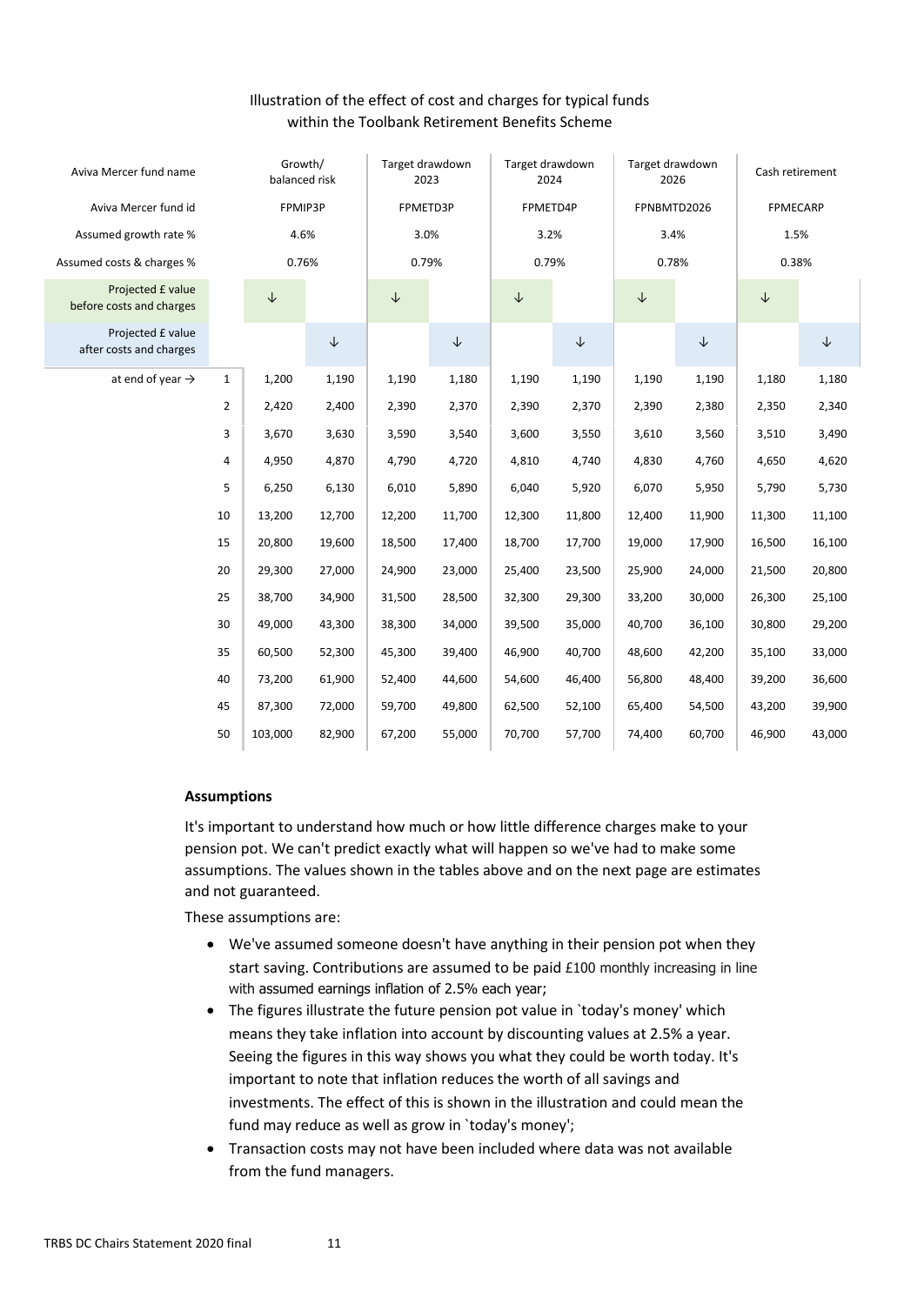Illustration of the effect of cost and charges for typical funds within the Toolbank Retirement Benefits Scheme

| Aviva Mercer fund name | | Growth/ balanced risk | | Target drawdown 2023 | | Target drawdown 2024 | | Target drawdown 2026 | | Cash retirement | |
|---|---|---|---|---|---|---|---|---|---|---|---|
| Aviva Mercer fund id | | FPMIP3P | | FPMETD3P | | FPMETD4P | | FPNBMTD2026 | | FPMECARP | |
| Assumed growth rate % | | 4.6% | | 3.0% | | 3.2% | | 3.4% | | 1.5% | |
| Assumed costs & charges % | | 0.76% | | 0.79% | | 0.79% | | 0.78% | | 0.38% | |
| Projected £ value before costs and charges | | ↓ | | ↓ | | ↓ | | ↓ | | ↓ | |
| Projected £ value after costs and charges | | | ↓ | | ↓ | | ↓ | | ↓ | | ↓ |
| at end of year → | 1 | 1,200 | 1,190 | 1,190 | 1,180 | 1,190 | 1,190 | 1,190 | 1,190 | 1,180 | 1,180 |
| | 2 | 2,420 | 2,400 | 2,390 | 2,370 | 2,390 | 2,370 | 2,390 | 2,380 | 2,350 | 2,340 |
| | 3 | 3,670 | 3,630 | 3,590 | 3,540 | 3,600 | 3,550 | 3,610 | 3,560 | 3,510 | 3,490 |
| | 4 | 4,950 | 4,870 | 4,790 | 4,720 | 4,810 | 4,740 | 4,830 | 4,760 | 4,650 | 4,620 |
| | 5 | 6,250 | 6,130 | 6,010 | 5,890 | 6,040 | 5,920 | 6,070 | 5,950 | 5,790 | 5,730 |
| | 10 | 13,200 | 12,700 | 12,200 | 11,700 | 12,300 | 11,800 | 12,400 | 11,900 | 11,300 | 11,100 |
| | 15 | 20,800 | 19,600 | 18,500 | 17,400 | 18,700 | 17,700 | 19,000 | 17,900 | 16,500 | 16,100 |
| | 20 | 29,300 | 27,000 | 24,900 | 23,000 | 25,400 | 23,500 | 25,900 | 24,000 | 21,500 | 20,800 |
| | 25 | 38,700 | 34,900 | 31,500 | 28,500 | 32,300 | 29,300 | 33,200 | 30,000 | 26,300 | 25,100 |
| | 30 | 49,000 | 43,300 | 38,300 | 34,000 | 39,500 | 35,000 | 40,700 | 36,100 | 30,800 | 29,200 |
| | 35 | 60,500 | 52,300 | 45,300 | 39,400 | 46,900 | 40,700 | 48,600 | 42,200 | 35,100 | 33,000 |
| | 40 | 73,200 | 61,900 | 52,400 | 44,600 | 54,600 | 46,400 | 56,800 | 48,400 | 39,200 | 36,600 |
| | 45 | 87,300 | 72,000 | 59,700 | 49,800 | 62,500 | 52,100 | 65,400 | 54,500 | 43,200 | 39,900 |
| | 50 | 103,000 | 82,900 | 67,200 | 55,000 | 70,700 | 57,700 | 74,400 | 60,700 | 46,900 | 43,000 |

**Assumptions**

It's important to understand how much or how little difference charges make to your pension pot. We can't predict exactly what will happen so we've had to make some assumptions. The values shown in the tables above and on the next page are estimates and not guaranteed.

These assumptions are:

- We've assumed someone doesn't have anything in their pension pot when they start saving. Contributions are assumed to be paid £100 monthly increasing in line with assumed earnings inflation of 2.5% each year;
- The figures illustrate the future pension pot value in `today's money' which means they take inflation into account by discounting values at 2.5% a year. Seeing the figures in this way shows you what they could be worth today. It's important to note that inflation reduces the worth of all savings and investments. The effect of this is shown in the illustration and could mean the fund may reduce as well as grow in `today's money';
- Transaction costs may not have been included where data was not available from the fund managers.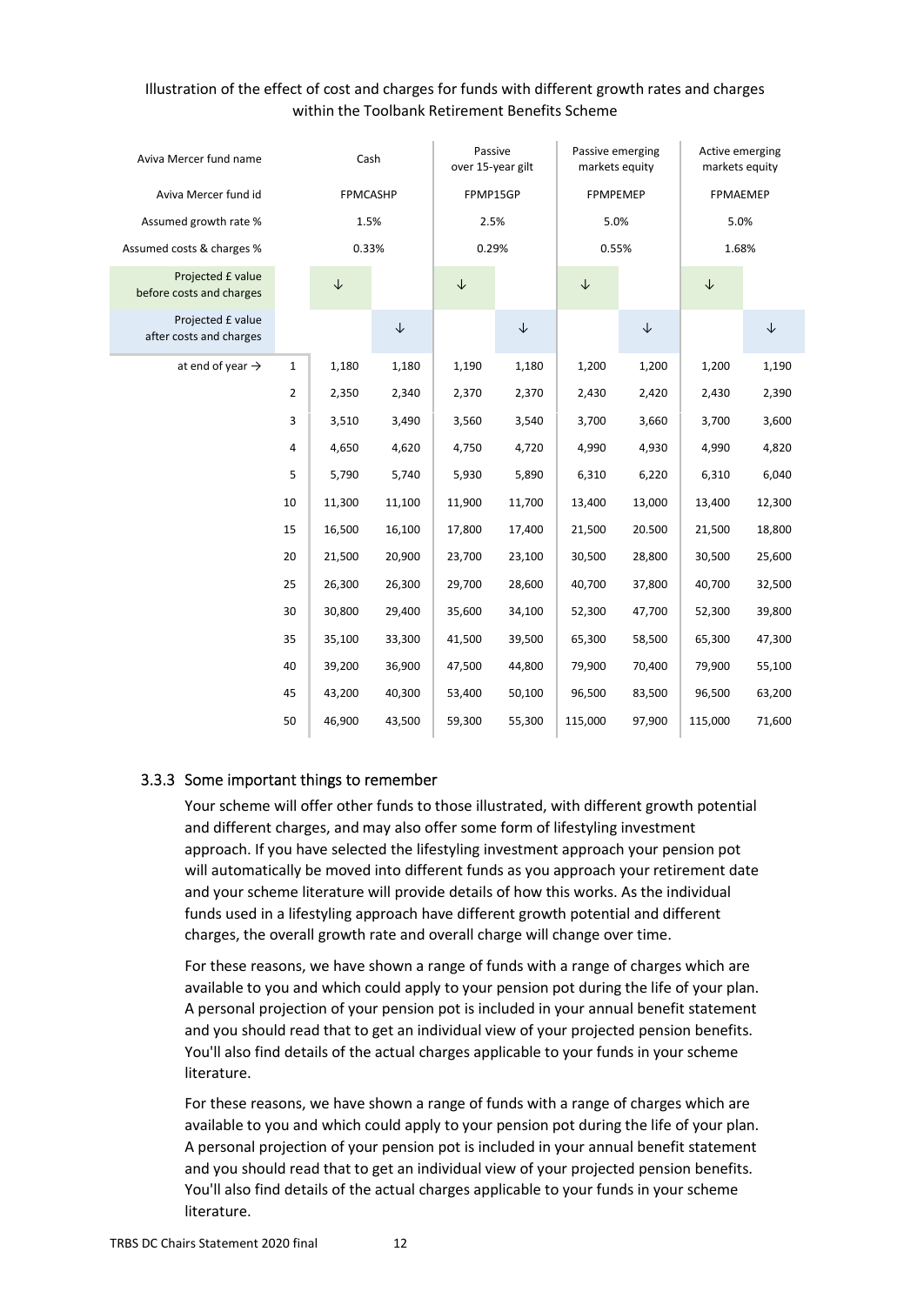Illustration of the effect of cost and charges for funds with different growth rates and charges within the Toolbank Retirement Benefits Scheme

| Aviva Mercer fund name | | Cash | | Passive over 15-year gilt | | Passive emerging markets equity | | Active emerging markets equity | |
|---|---|---|---|---|---|---|---|---|---|
| Aviva Mercer fund id | | FPMCASHP | | FPMP15GP | | FPMPEMEP | | FPMAEMEP | |
| Assumed growth rate % | | 1.5% | | 2.5% | | 5.0% | | 5.0% | |
| Assumed costs & charges % | | 0.33% | | 0.29% | | 0.55% | | 1.68% | |
| Projected £ value before costs and charges | | ↓ | | ↓ | | ↓ | | ↓ | |
| Projected £ value after costs and charges | | | ↓ | | ↓ | | ↓ | | ↓ |
| at end of year → | 1 | 1,180 | 1,180 | 1,190 | 1,180 | 1,200 | 1,200 | 1,200 | 1,190 |
| | 2 | 2,350 | 2,340 | 2,370 | 2,370 | 2,430 | 2,420 | 2,430 | 2,390 |
| | 3 | 3,510 | 3,490 | 3,560 | 3,540 | 3,700 | 3,660 | 3,700 | 3,600 |
| | 4 | 4,650 | 4,620 | 4,750 | 4,720 | 4,990 | 4,930 | 4,990 | 4,820 |
| | 5 | 5,790 | 5,740 | 5,930 | 5,890 | 6,310 | 6,220 | 6,310 | 6,040 |
| | 10 | 11,300 | 11,100 | 11,900 | 11,700 | 13,400 | 13,000 | 13,400 | 12,300 |
| | 15 | 16,500 | 16,100 | 17,800 | 17,400 | 21,500 | 20.500 | 21,500 | 18,800 |
| | 20 | 21,500 | 20,900 | 23,700 | 23,100 | 30,500 | 28,800 | 30,500 | 25,600 |
| | 25 | 26,300 | 26,300 | 29,700 | 28,600 | 40,700 | 37,800 | 40,700 | 32,500 |
| | 30 | 30,800 | 29,400 | 35,600 | 34,100 | 52,300 | 47,700 | 52,300 | 39,800 |
| | 35 | 35,100 | 33,300 | 41,500 | 39,500 | 65,300 | 58,500 | 65,300 | 47,300 |
| | 40 | 39,200 | 36,900 | 47,500 | 44,800 | 79,900 | 70,400 | 79,900 | 55,100 |
| | 45 | 43,200 | 40,300 | 53,400 | 50,100 | 96,500 | 83,500 | 96,500 | 63,200 |
| | 50 | 46,900 | 43,500 | 59,300 | 55,300 | 115,000 | 97,900 | 115,000 | 71,600 |

### 3.3.3 Some important things to remember

Your scheme will offer other funds to those illustrated, with different growth potential and different charges, and may also offer some form of lifestyling investment approach. If you have selected the lifestyling investment approach your pension pot will automatically be moved into different funds as you approach your retirement date and your scheme literature will provide details of how this works. As the individual funds used in a lifestyling approach have different growth potential and different charges, the overall growth rate and overall charge will change over time.

For these reasons, we have shown a range of funds with a range of charges which are available to you and which could apply to your pension pot during the life of your plan. A personal projection of your pension pot is included in your annual benefit statement and you should read that to get an individual view of your projected pension benefits. You'll also find details of the actual charges applicable to your funds in your scheme literature.

For these reasons, we have shown a range of funds with a range of charges which are available to you and which could apply to your pension pot during the life of your plan. A personal projection of your pension pot is included in your annual benefit statement and you should read that to get an individual view of your projected pension benefits. You'll also find details of the actual charges applicable to your funds in your scheme literature.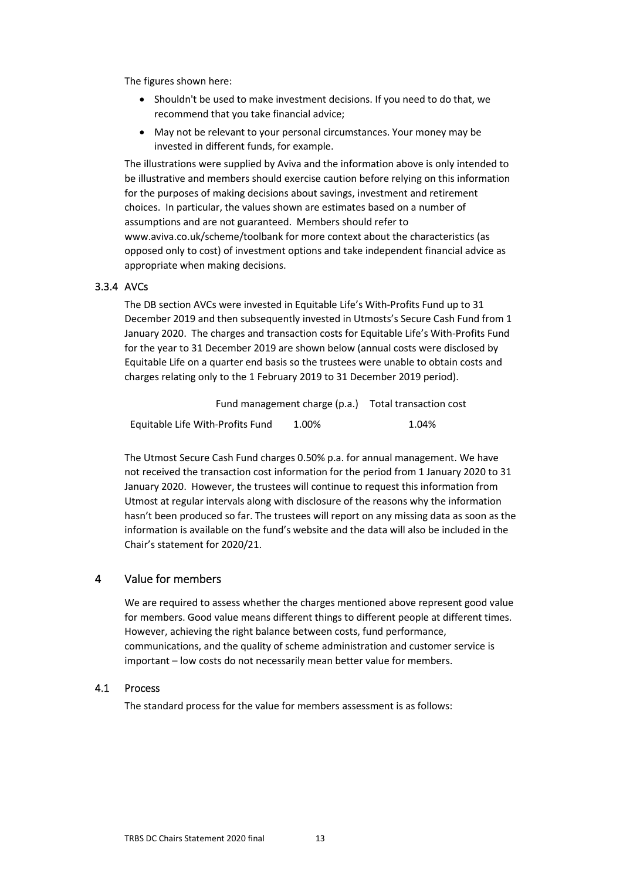The figures shown here:

- Shouldn't be used to make investment decisions. If you need to do that, we recommend that you take financial advice;
- May not be relevant to your personal circumstances. Your money may be invested in different funds, for example.

The illustrations were supplied by Aviva and the information above is only intended to be illustrative and members should exercise caution before relying on this information for the purposes of making decisions about savings, investment and retirement choices. In particular, the values shown are estimates based on a number of assumptions and are not guaranteed. Members should refer to www.aviva.co.uk/scheme/toolbank for more context about the characteristics (as opposed only to cost) of investment options and take independent financial advice as appropriate when making decisions.

### 3.3.4 AVCs

The DB section AVCs were invested in Equitable Life's With-Profits Fund up to 31 December 2019 and then subsequently invested in Utmosts's Secure Cash Fund from 1 January 2020. The charges and transaction costs for Equitable Life's With-Profits Fund for the year to 31 December 2019 are shown below (annual costs were disclosed by Equitable Life on a quarter end basis so the trustees were unable to obtain costs and charges relating only to the 1 February 2019 to 31 December 2019 period).

| | Fund management charge (p.a.) | Total transaction cost |
|---|---|---|
| Equitable Life With-Profits Fund | 1.00% | 1.04% |

The Utmost Secure Cash Fund charges 0.50% p.a. for annual management. We have not received the transaction cost information for the period from 1 January 2020 to 31 January 2020. However, the trustees will continue to request this information from Utmost at regular intervals along with disclosure of the reasons why the information hasn't been produced so far. The trustees will report on any missing data as soon as the information is available on the fund's website and the data will also be included in the Chair's statement for 2020/21.

## 4 Value for members

We are required to assess whether the charges mentioned above represent good value for members. Good value means different things to different people at different times. However, achieving the right balance between costs, fund performance, communications, and the quality of scheme administration and customer service is important – low costs do not necessarily mean better value for members.

### 4.1 Process

The standard process for the value for members assessment is as follows: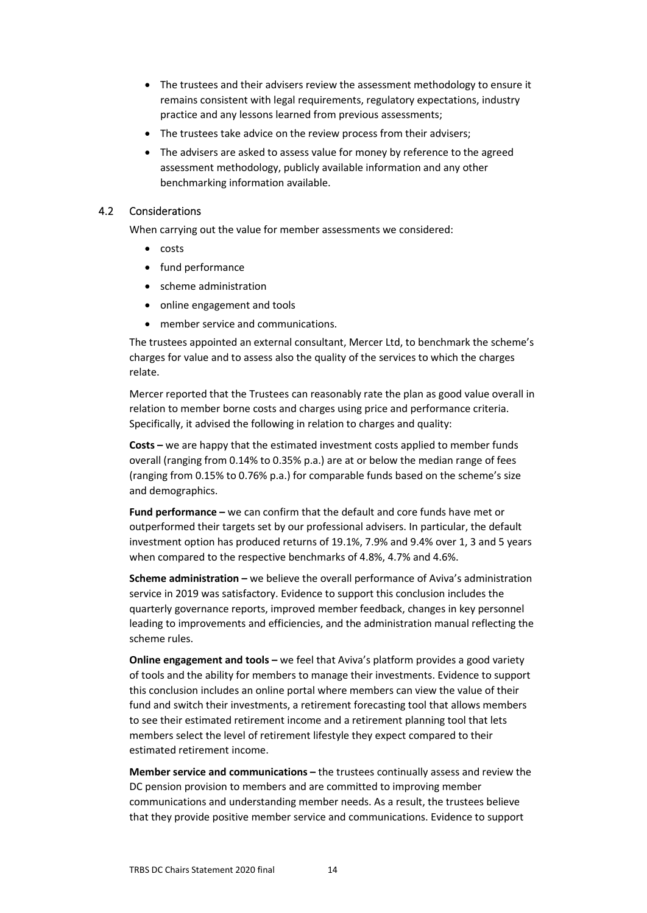- The trustees and their advisers review the assessment methodology to ensure it remains consistent with legal requirements, regulatory expectations, industry practice and any lessons learned from previous assessments;
- The trustees take advice on the review process from their advisers;
- The advisers are asked to assess value for money by reference to the agreed assessment methodology, publicly available information and any other benchmarking information available.

### 4.2 Considerations

When carrying out the value for member assessments we considered:

- costs
- fund performance
- scheme administration
- online engagement and tools
- member service and communications.

The trustees appointed an external consultant, Mercer Ltd, to benchmark the scheme's charges for value and to assess also the quality of the services to which the charges relate.

Mercer reported that the Trustees can reasonably rate the plan as good value overall in relation to member borne costs and charges using price and performance criteria. Specifically, it advised the following in relation to charges and quality:

**Costs –** we are happy that the estimated investment costs applied to member funds overall (ranging from 0.14% to 0.35% p.a.) are at or below the median range of fees (ranging from 0.15% to 0.76% p.a.) for comparable funds based on the scheme's size and demographics.

**Fund performance –** we can confirm that the default and core funds have met or outperformed their targets set by our professional advisers. In particular, the default investment option has produced returns of 19.1%, 7.9% and 9.4% over 1, 3 and 5 years when compared to the respective benchmarks of 4.8%, 4.7% and 4.6%.

**Scheme administration –** we believe the overall performance of Aviva's administration service in 2019 was satisfactory. Evidence to support this conclusion includes the quarterly governance reports, improved member feedback, changes in key personnel leading to improvements and efficiencies, and the administration manual reflecting the scheme rules.

**Online engagement and tools –** we feel that Aviva's platform provides a good variety of tools and the ability for members to manage their investments. Evidence to support this conclusion includes an online portal where members can view the value of their fund and switch their investments, a retirement forecasting tool that allows members to see their estimated retirement income and a retirement planning tool that lets members select the level of retirement lifestyle they expect compared to their estimated retirement income.

**Member service and communications –** the trustees continually assess and review the DC pension provision to members and are committed to improving member communications and understanding member needs. As a result, the trustees believe that they provide positive member service and communications. Evidence to support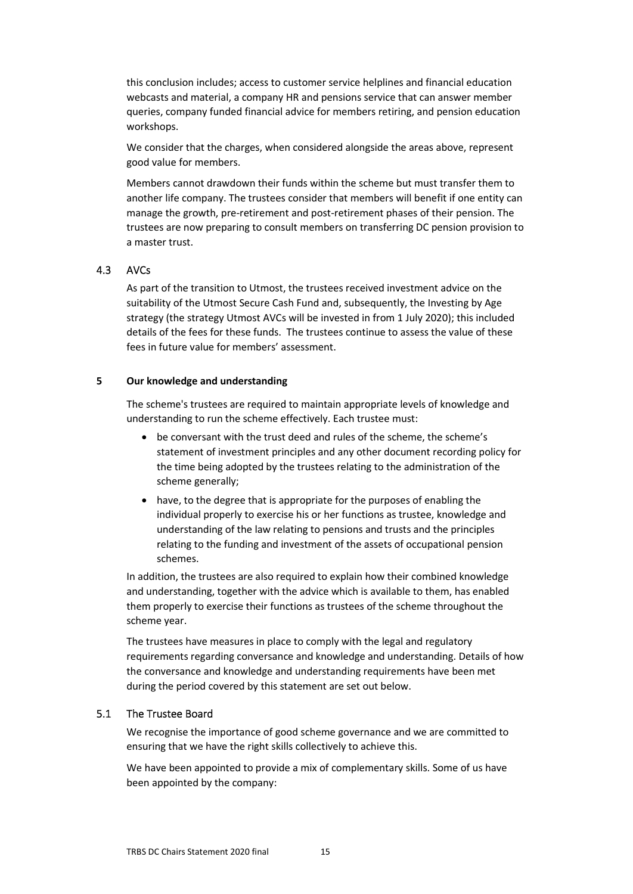this conclusion includes; access to customer service helplines and financial education webcasts and material, a company HR and pensions service that can answer member queries, company funded financial advice for members retiring, and pension education workshops.

We consider that the charges, when considered alongside the areas above, represent good value for members.

Members cannot drawdown their funds within the scheme but must transfer them to another life company. The trustees consider that members will benefit if one entity can manage the growth, pre-retirement and post-retirement phases of their pension. The trustees are now preparing to consult members on transferring DC pension provision to a master trust.

### 4.3 AVCs

As part of the transition to Utmost, the trustees received investment advice on the suitability of the Utmost Secure Cash Fund and, subsequently, the Investing by Age strategy (the strategy Utmost AVCs will be invested in from 1 July 2020); this included details of the fees for these funds. The trustees continue to assess the value of these fees in future value for members' assessment.

## 5 Our knowledge and understanding

The scheme's trustees are required to maintain appropriate levels of knowledge and understanding to run the scheme effectively. Each trustee must:

- be conversant with the trust deed and rules of the scheme, the scheme's statement of investment principles and any other document recording policy for the time being adopted by the trustees relating to the administration of the scheme generally;
- have, to the degree that is appropriate for the purposes of enabling the individual properly to exercise his or her functions as trustee, knowledge and understanding of the law relating to pensions and trusts and the principles relating to the funding and investment of the assets of occupational pension schemes.

In addition, the trustees are also required to explain how their combined knowledge and understanding, together with the advice which is available to them, has enabled them properly to exercise their functions as trustees of the scheme throughout the scheme year.

The trustees have measures in place to comply with the legal and regulatory requirements regarding conversance and knowledge and understanding. Details of how the conversance and knowledge and understanding requirements have been met during the period covered by this statement are set out below.

### 5.1 The Trustee Board

We recognise the importance of good scheme governance and we are committed to ensuring that we have the right skills collectively to achieve this.

We have been appointed to provide a mix of complementary skills. Some of us have been appointed by the company: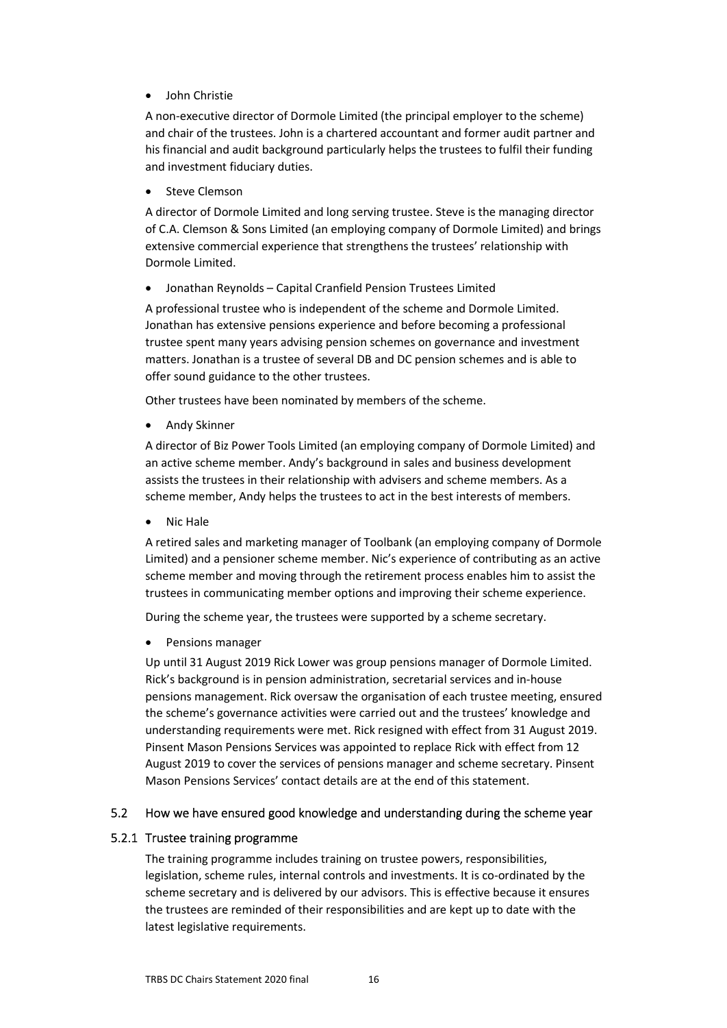- John Christie

  A non-executive director of Dormole Limited (the principal employer to the scheme) and chair of the trustees. John is a chartered accountant and former audit partner and his financial and audit background particularly helps the trustees to fulfil their funding and investment fiduciary duties.

- Steve Clemson

  A director of Dormole Limited and long serving trustee. Steve is the managing director of C.A. Clemson & Sons Limited (an employing company of Dormole Limited) and brings extensive commercial experience that strengthens the trustees' relationship with Dormole Limited.

- Jonathan Reynolds – Capital Cranfield Pension Trustees Limited

  A professional trustee who is independent of the scheme and Dormole Limited. Jonathan has extensive pensions experience and before becoming a professional trustee spent many years advising pension schemes on governance and investment matters. Jonathan is a trustee of several DB and DC pension schemes and is able to offer sound guidance to the other trustees.

Other trustees have been nominated by members of the scheme.

- Andy Skinner

  A director of Biz Power Tools Limited (an employing company of Dormole Limited) and an active scheme member. Andy's background in sales and business development assists the trustees in their relationship with advisers and scheme members. As a scheme member, Andy helps the trustees to act in the best interests of members.

- Nic Hale

  A retired sales and marketing manager of Toolbank (an employing company of Dormole Limited) and a pensioner scheme member. Nic's experience of contributing as an active scheme member and moving through the retirement process enables him to assist the trustees in communicating member options and improving their scheme experience.

During the scheme year, the trustees were supported by a scheme secretary.

- Pensions manager

  Up until 31 August 2019 Rick Lower was group pensions manager of Dormole Limited. Rick's background is in pension administration, secretarial services and in-house pensions management. Rick oversaw the organisation of each trustee meeting, ensured the scheme's governance activities were carried out and the trustees' knowledge and understanding requirements were met. Rick resigned with effect from 31 August 2019. Pinsent Mason Pensions Services was appointed to replace Rick with effect from 12 August 2019 to cover the services of pensions manager and scheme secretary. Pinsent Mason Pensions Services' contact details are at the end of this statement.

## 5.2 How we have ensured good knowledge and understanding during the scheme year

### 5.2.1 Trustee training programme

The training programme includes training on trustee powers, responsibilities, legislation, scheme rules, internal controls and investments. It is co-ordinated by the scheme secretary and is delivered by our advisors. This is effective because it ensures the trustees are reminded of their responsibilities and are kept up to date with the latest legislative requirements.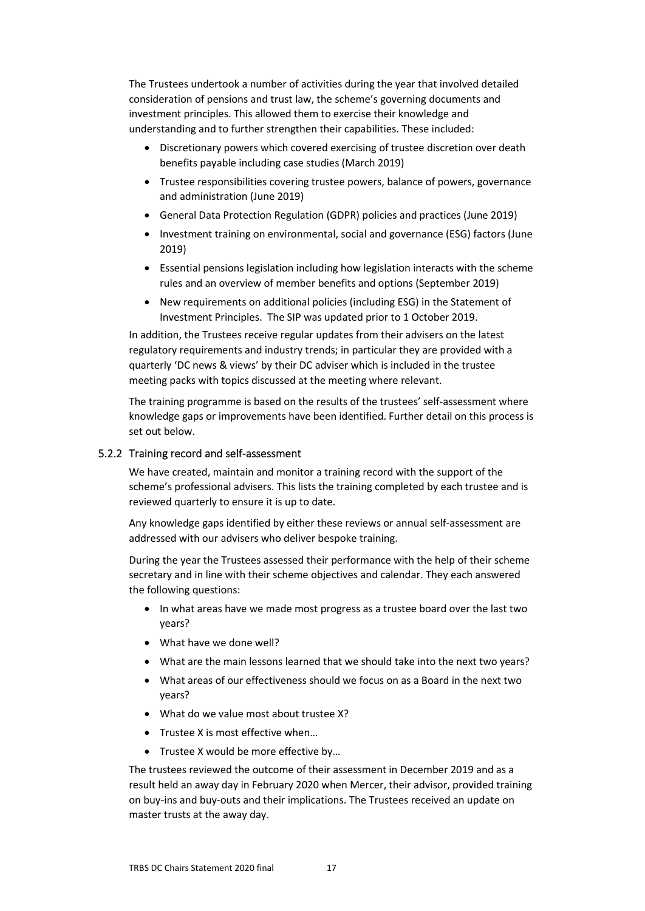The Trustees undertook a number of activities during the year that involved detailed consideration of pensions and trust law, the scheme's governing documents and investment principles. This allowed them to exercise their knowledge and understanding and to further strengthen their capabilities. These included:

- Discretionary powers which covered exercising of trustee discretion over death benefits payable including case studies (March 2019)
- Trustee responsibilities covering trustee powers, balance of powers, governance and administration (June 2019)
- General Data Protection Regulation (GDPR) policies and practices (June 2019)
- Investment training on environmental, social and governance (ESG) factors (June 2019)
- Essential pensions legislation including how legislation interacts with the scheme rules and an overview of member benefits and options (September 2019)
- New requirements on additional policies (including ESG) in the Statement of Investment Principles. The SIP was updated prior to 1 October 2019.

In addition, the Trustees receive regular updates from their advisers on the latest regulatory requirements and industry trends; in particular they are provided with a quarterly 'DC news & views' by their DC adviser which is included in the trustee meeting packs with topics discussed at the meeting where relevant.

The training programme is based on the results of the trustees' self-assessment where knowledge gaps or improvements have been identified. Further detail on this process is set out below.

### 5.2.2 Training record and self-assessment

We have created, maintain and monitor a training record with the support of the scheme's professional advisers. This lists the training completed by each trustee and is reviewed quarterly to ensure it is up to date.

Any knowledge gaps identified by either these reviews or annual self-assessment are addressed with our advisers who deliver bespoke training.

During the year the Trustees assessed their performance with the help of their scheme secretary and in line with their scheme objectives and calendar. They each answered the following questions:

- In what areas have we made most progress as a trustee board over the last two years?
- What have we done well?
- What are the main lessons learned that we should take into the next two years?
- What areas of our effectiveness should we focus on as a Board in the next two years?
- What do we value most about trustee X?
- Trustee X is most effective when…
- Trustee X would be more effective by…

The trustees reviewed the outcome of their assessment in December 2019 and as a result held an away day in February 2020 when Mercer, their advisor, provided training on buy-ins and buy-outs and their implications. The Trustees received an update on master trusts at the away day.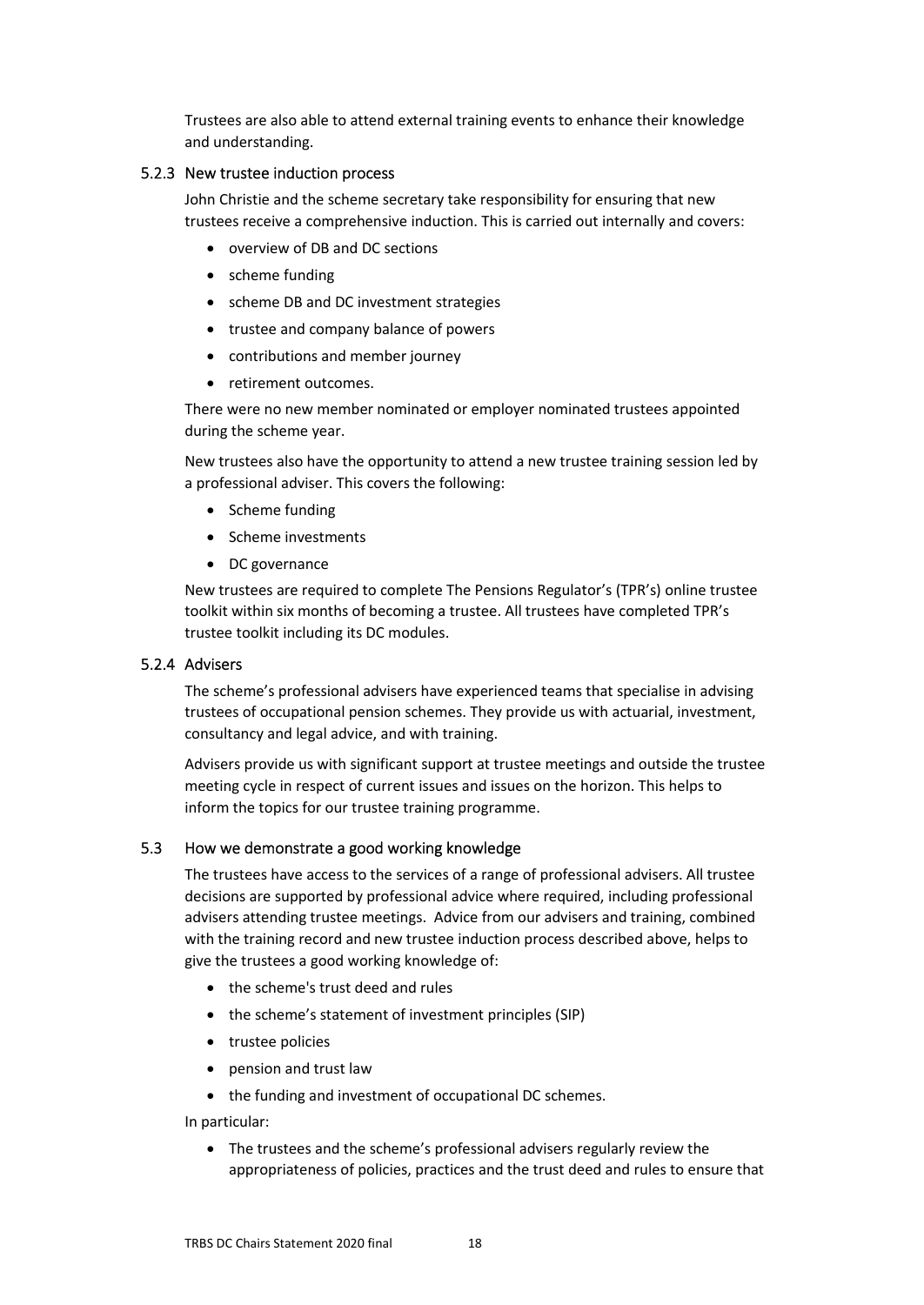Trustees are also able to attend external training events to enhance their knowledge and understanding.

### 5.2.3 New trustee induction process

John Christie and the scheme secretary take responsibility for ensuring that new trustees receive a comprehensive induction. This is carried out internally and covers:

- overview of DB and DC sections
- scheme funding
- scheme DB and DC investment strategies
- trustee and company balance of powers
- contributions and member journey
- retirement outcomes.

There were no new member nominated or employer nominated trustees appointed during the scheme year.

New trustees also have the opportunity to attend a new trustee training session led by a professional adviser. This covers the following:

- Scheme funding
- Scheme investments
- DC governance

New trustees are required to complete The Pensions Regulator's (TPR's) online trustee toolkit within six months of becoming a trustee. All trustees have completed TPR's trustee toolkit including its DC modules.

### 5.2.4 Advisers

The scheme's professional advisers have experienced teams that specialise in advising trustees of occupational pension schemes. They provide us with actuarial, investment, consultancy and legal advice, and with training.

Advisers provide us with significant support at trustee meetings and outside the trustee meeting cycle in respect of current issues and issues on the horizon. This helps to inform the topics for our trustee training programme.

## 5.3 How we demonstrate a good working knowledge

The trustees have access to the services of a range of professional advisers. All trustee decisions are supported by professional advice where required, including professional advisers attending trustee meetings. Advice from our advisers and training, combined with the training record and new trustee induction process described above, helps to give the trustees a good working knowledge of:

- the scheme's trust deed and rules
- the scheme's statement of investment principles (SIP)
- trustee policies
- pension and trust law
- the funding and investment of occupational DC schemes.

In particular:

- The trustees and the scheme's professional advisers regularly review the appropriateness of policies, practices and the trust deed and rules to ensure that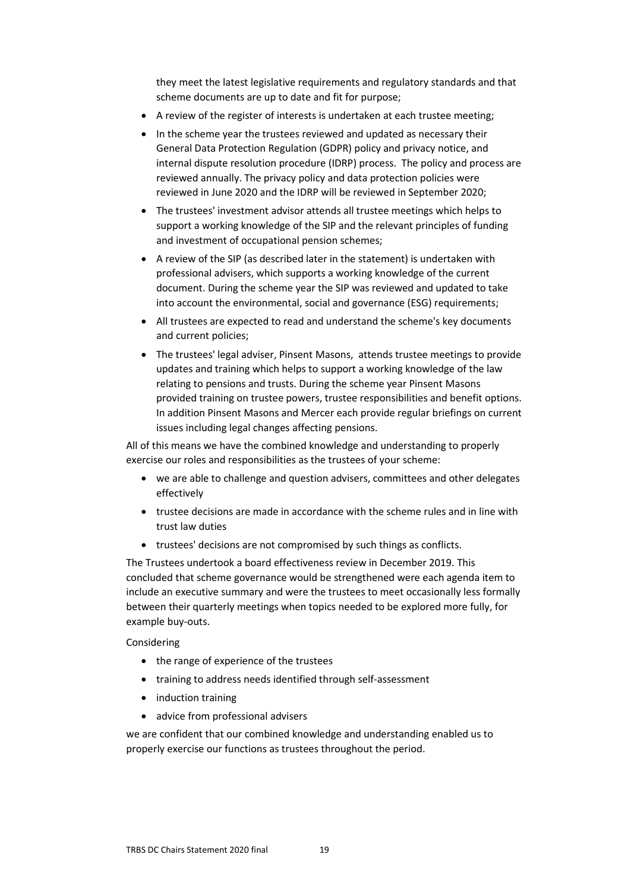they meet the latest legislative requirements and regulatory standards and that scheme documents are up to date and fit for purpose;

- A review of the register of interests is undertaken at each trustee meeting;
- In the scheme year the trustees reviewed and updated as necessary their General Data Protection Regulation (GDPR) policy and privacy notice, and internal dispute resolution procedure (IDRP) process. The policy and process are reviewed annually. The privacy policy and data protection policies were reviewed in June 2020 and the IDRP will be reviewed in September 2020;
- The trustees' investment advisor attends all trustee meetings which helps to support a working knowledge of the SIP and the relevant principles of funding and investment of occupational pension schemes;
- A review of the SIP (as described later in the statement) is undertaken with professional advisers, which supports a working knowledge of the current document. During the scheme year the SIP was reviewed and updated to take into account the environmental, social and governance (ESG) requirements;
- All trustees are expected to read and understand the scheme's key documents and current policies;
- The trustees' legal adviser, Pinsent Masons, attends trustee meetings to provide updates and training which helps to support a working knowledge of the law relating to pensions and trusts. During the scheme year Pinsent Masons provided training on trustee powers, trustee responsibilities and benefit options. In addition Pinsent Masons and Mercer each provide regular briefings on current issues including legal changes affecting pensions.

All of this means we have the combined knowledge and understanding to properly exercise our roles and responsibilities as the trustees of your scheme:

- we are able to challenge and question advisers, committees and other delegates effectively
- trustee decisions are made in accordance with the scheme rules and in line with trust law duties
- trustees' decisions are not compromised by such things as conflicts.

The Trustees undertook a board effectiveness review in December 2019. This concluded that scheme governance would be strengthened were each agenda item to include an executive summary and were the trustees to meet occasionally less formally between their quarterly meetings when topics needed to be explored more fully, for example buy-outs.

Considering

- the range of experience of the trustees
- training to address needs identified through self-assessment
- induction training
- advice from professional advisers

we are confident that our combined knowledge and understanding enabled us to properly exercise our functions as trustees throughout the period.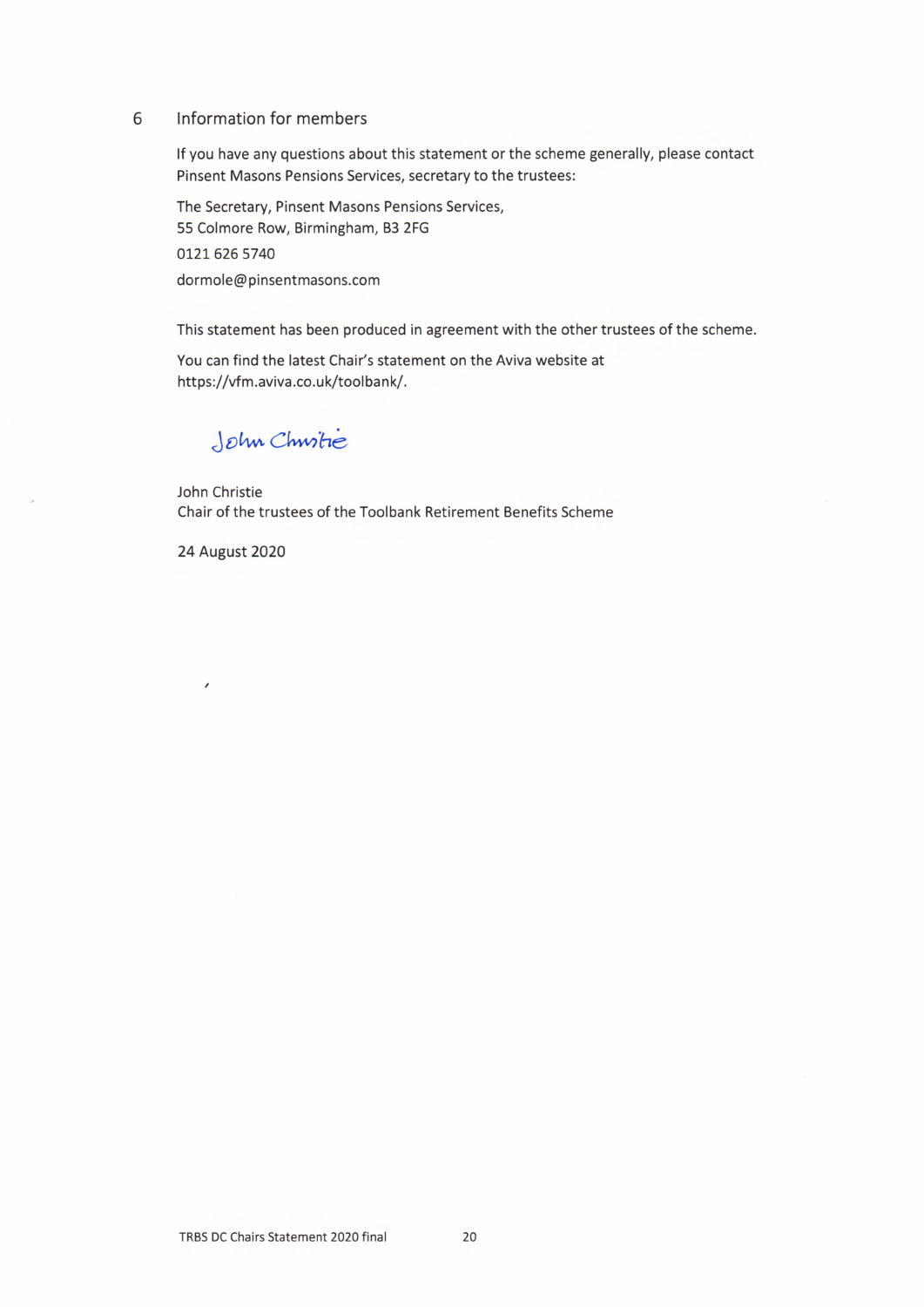## 6 Information for members

If you have any questions about this statement or the scheme generally, please contact Pinsent Masons Pensions Services, secretary to the trustees:

The Secretary, Pinsent Masons Pensions Services,
55 Colmore Row, Birmingham, B3 2FG

0121 626 5740

dormole@pinsentmasons.com

This statement has been produced in agreement with the other trustees of the scheme.

You can find the latest Chair's statement on the Aviva website at https://vfm.aviva.co.uk/toolbank/.

John Christie

John Christie
Chair of the trustees of the Toolbank Retirement Benefits Scheme

24 August 2020